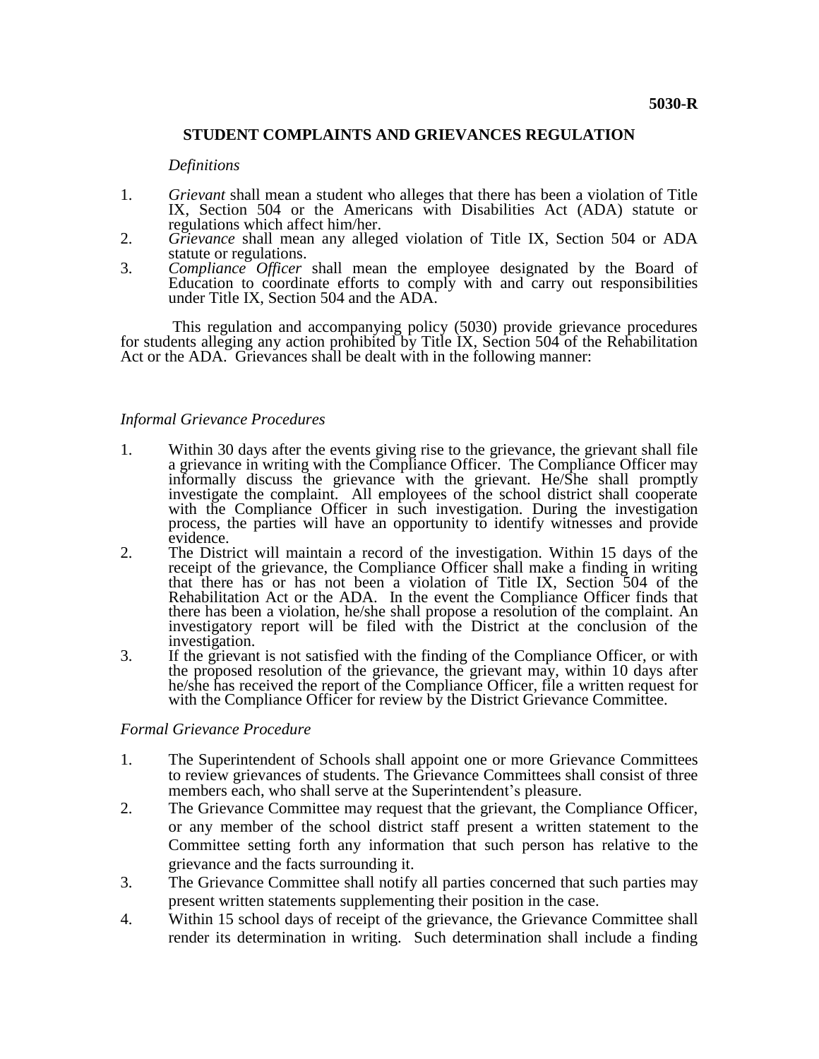**5030-R**

## STUDENT COMPLAINTS AND GRIEVANCES REGULATION

*Definitions*

1. *Grievant* shall mean a student who alleges that there has been a violation of Title IX, Section 504 or the Americans with Disabilities Act (ADA) statute or regulations which affect him/her.
2. *Grievance* shall mean any alleged violation of Title IX, Section 504 or ADA statute or regulations.
3. *Compliance Officer* shall mean the employee designated by the Board of Education to coordinate efforts to comply with and carry out responsibilities under Title IX, Section 504 and the ADA.

This regulation and accompanying policy (5030) provide grievance procedures for students alleging any action prohibited by Title IX, Section 504 of the Rehabilitation Act or the ADA. Grievances shall be dealt with in the following manner:

*Informal Grievance Procedures*

1. Within 30 days after the events giving rise to the grievance, the grievant shall file a grievance in writing with the Compliance Officer. The Compliance Officer may informally discuss the grievance with the grievant. He/She shall promptly investigate the complaint. All employees of the school district shall cooperate with the Compliance Officer in such investigation. During the investigation process, the parties will have an opportunity to identify witnesses and provide evidence.
2. The District will maintain a record of the investigation. Within 15 days of the receipt of the grievance, the Compliance Officer shall make a finding in writing that there has or has not been a violation of Title IX, Section 504 of the Rehabilitation Act or the ADA. In the event the Compliance Officer finds that there has been a violation, he/she shall propose a resolution of the complaint. An investigatory report will be filed with the District at the conclusion of the investigation.
3. If the grievant is not satisfied with the finding of the Compliance Officer, or with the proposed resolution of the grievance, the grievant may, within 10 days after he/she has received the report of the Compliance Officer, file a written request for with the Compliance Officer for review by the District Grievance Committee.

*Formal Grievance Procedure*

1. The Superintendent of Schools shall appoint one or more Grievance Committees to review grievances of students. The Grievance Committees shall consist of three members each, who shall serve at the Superintendent's pleasure.
2. The Grievance Committee may request that the grievant, the Compliance Officer, or any member of the school district staff present a written statement to the Committee setting forth any information that such person has relative to the grievance and the facts surrounding it.
3. The Grievance Committee shall notify all parties concerned that such parties may present written statements supplementing their position in the case.
4. Within 15 school days of receipt of the grievance, the Grievance Committee shall render its determination in writing. Such determination shall include a finding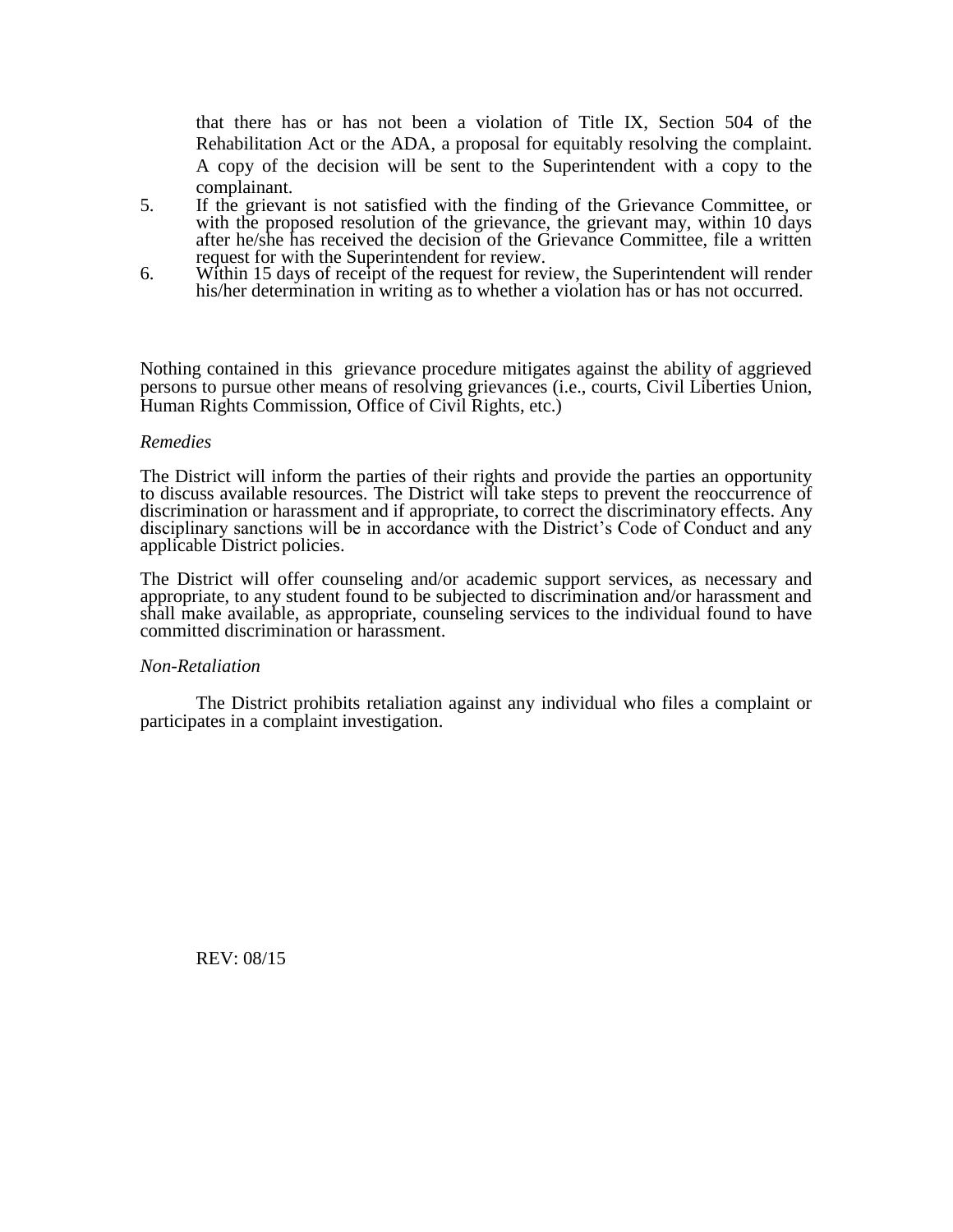that there has or has not been a violation of Title IX, Section 504 of the Rehabilitation Act or the ADA, a proposal for equitably resolving the complaint. A copy of the decision will be sent to the Superintendent with a copy to the complainant.

5. If the grievant is not satisfied with the finding of the Grievance Committee, or with the proposed resolution of the grievance, the grievant may, within 10 days after he/she has received the decision of the Grievance Committee, file a written request for with the Superintendent for review.
6. Within 15 days of receipt of the request for review, the Superintendent will render his/her determination in writing as to whether a violation has or has not occurred.

Nothing contained in this grievance procedure mitigates against the ability of aggrieved persons to pursue other means of resolving grievances (i.e., courts, Civil Liberties Union, Human Rights Commission, Office of Civil Rights, etc.)

*Remedies*

The District will inform the parties of their rights and provide the parties an opportunity to discuss available resources. The District will take steps to prevent the reoccurrence of discrimination or harassment and if appropriate, to correct the discriminatory effects. Any disciplinary sanctions will be in accordance with the District's Code of Conduct and any applicable District policies.

The District will offer counseling and/or academic support services, as necessary and appropriate, to any student found to be subjected to discrimination and/or harassment and shall make available, as appropriate, counseling services to the individual found to have committed discrimination or harassment.

*Non-Retaliation*

The District prohibits retaliation against any individual who files a complaint or participates in a complaint investigation.

REV: 08/15